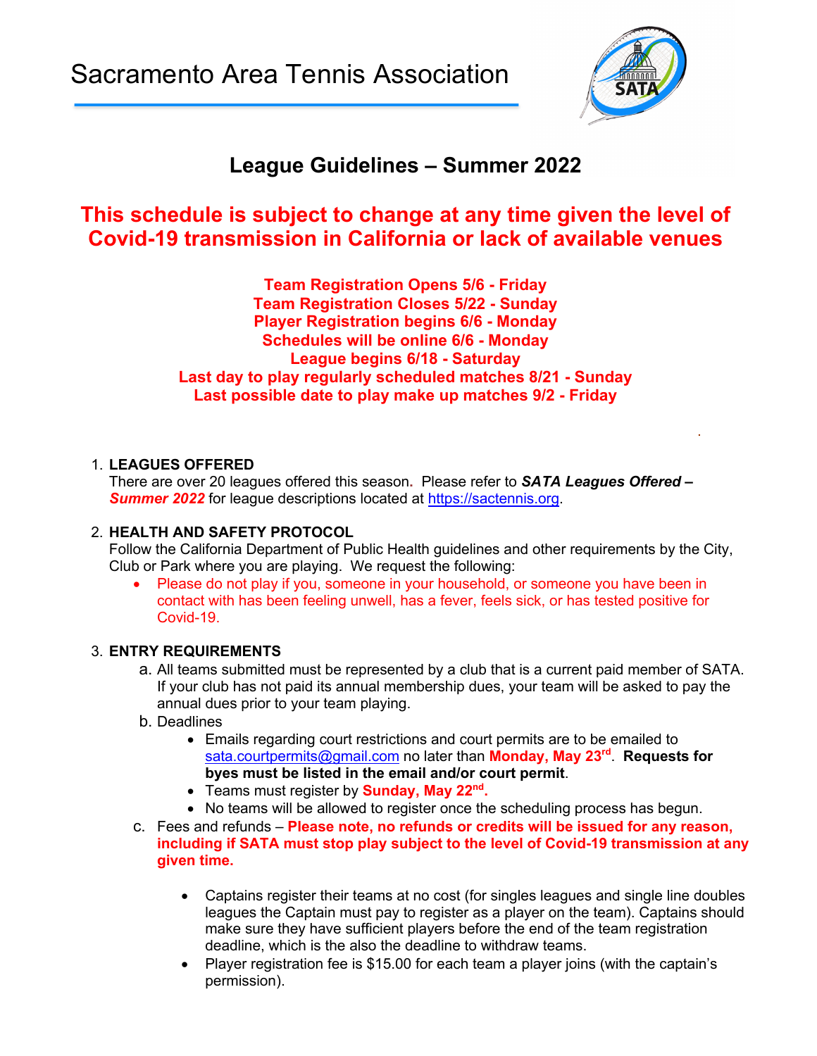# Sacramento Area Tennis Association

## League Guidelines – Summer 2022

**This schedule is subject to change at any time given the level of Covid-19 transmission in California or lack of available venues**

**Team Registration Opens 5/6 - Friday**
**Team Registration Closes 5/22 - Sunday**
**Player Registration begins 6/6 - Monday**
**Schedules will be online 6/6 - Monday**
**League begins 6/18 - Saturday**
**Last day to play regularly scheduled matches 8/21 - Sunday**
**Last possible date to play make up matches 9/2 - Friday**

1. **LEADUES OFFERED**
   There are over 20 leagues offered this season. Please refer to ***SATA Leagues Offered – Summer 2022*** for league descriptions located at [https://sactennis.org](https://sactennis.org).

2. **HEALTH AND SAFETY PROTOCOL**
   Follow the California Department of Public Health guidelines and other requirements by the City, Club or Park where you are playing. We request the following:
   - Please do not play if you, someone in your household, or someone you have been in contact with has been feeling unwell, has a fever, feels sick, or has tested positive for Covid-19.

3. **ENTRY REQUIREMENTS**
   a. All teams submitted must be represented by a club that is a current paid member of SATA. If your club has not paid its annual membership dues, your team will be asked to pay the annual dues prior to your team playing.
   b. Deadlines
      - Emails regarding court restrictions and court permits are to be emailed to sata.courtpermits@gmail.com no later than **Monday, May 23rd**. **Requests for byes must be listed in the email and/or court permit**.
      - Teams must register by **Sunday, May 22nd.**
      - No teams will be allowed to register once the scheduling process has begun.
   c. Fees and refunds – **Please note, no refunds or credits will be issued for any reason, including if SATA must stop play subject to the level of Covid-19 transmission at any given time.**
      - Captains register their teams at no cost (for singles leagues and single line doubles leagues the Captain must pay to register as a player on the team). Captains should make sure they have sufficient players before the end of the team registration deadline, which is the also the deadline to withdraw teams.
      - Player registration fee is $15.00 for each team a player joins (with the captain's permission).

# Sacramento Area Tennis Association

## League Guidelines – Summer 2022

**This schedule is subject to change at any time given the level of Covid-19 transmission in California or lack of available venues**

**Team Registration Opens 5/6 - Friday**
**Team Registration Closes 5/22 - Sunday**
**Player Registration begins 6/6 - Monday**
**Schedules will be online 6/6 - Monday**
**League begins 6/18 - Saturday**
**Last day to play regularly scheduled matches 8/21 - Sunday**
**Last possible date to play make up matches 9/2 - Friday**

1. **LEAGUES OFFERED**
   There are over 20 leagues offered this season. Please refer to ***SATA Leagues Offered – Summer 2022*** for league descriptions located at [https://sactennis.org](https://sactennis.org).

2. **HEALTH AND SAFETY PROTOCOL**
   Follow the California Department of Public Health guidelines and other requirements by the City, Club or Park where you are playing. We request the following:
   - Please do not play if you, someone in your household, or someone you have been in contact with has been feeling unwell, has a fever, feels sick, or has tested positive for Covid-19.

3. **ENTRY REQUIREMENTS**
   a. All teams submitted must be represented by a club that is a current paid member of SATA. If your club has not paid its annual membership dues, your team will be asked to pay the annual dues prior to your team playing.
   b. Deadlines
      - Emails regarding court restrictions and court permits are to be emailed to sata.courtpermits@gmail.com no later than **Monday, May 23rd**. **Requests for byes must be listed in the email and/or court permit**.
      - Teams must register by **Sunday, May 22nd.**
      - No teams will be allowed to register once the scheduling process has begun.
   c. Fees and refunds – **Please note, no refunds or credits will be issued for any reason, including if SATA must stop play subject to the level of Covid-19 transmission at any given time.**
      - Captains register their teams at no cost (for singles leagues and single line doubles leagues the Captain must pay to register as a player on the team). Captains should make sure they have sufficient players before the end of the team registration deadline, which is the also the deadline to withdraw teams.
      - Player registration fee is $15.00 for each team a player joins (with the captain's permission).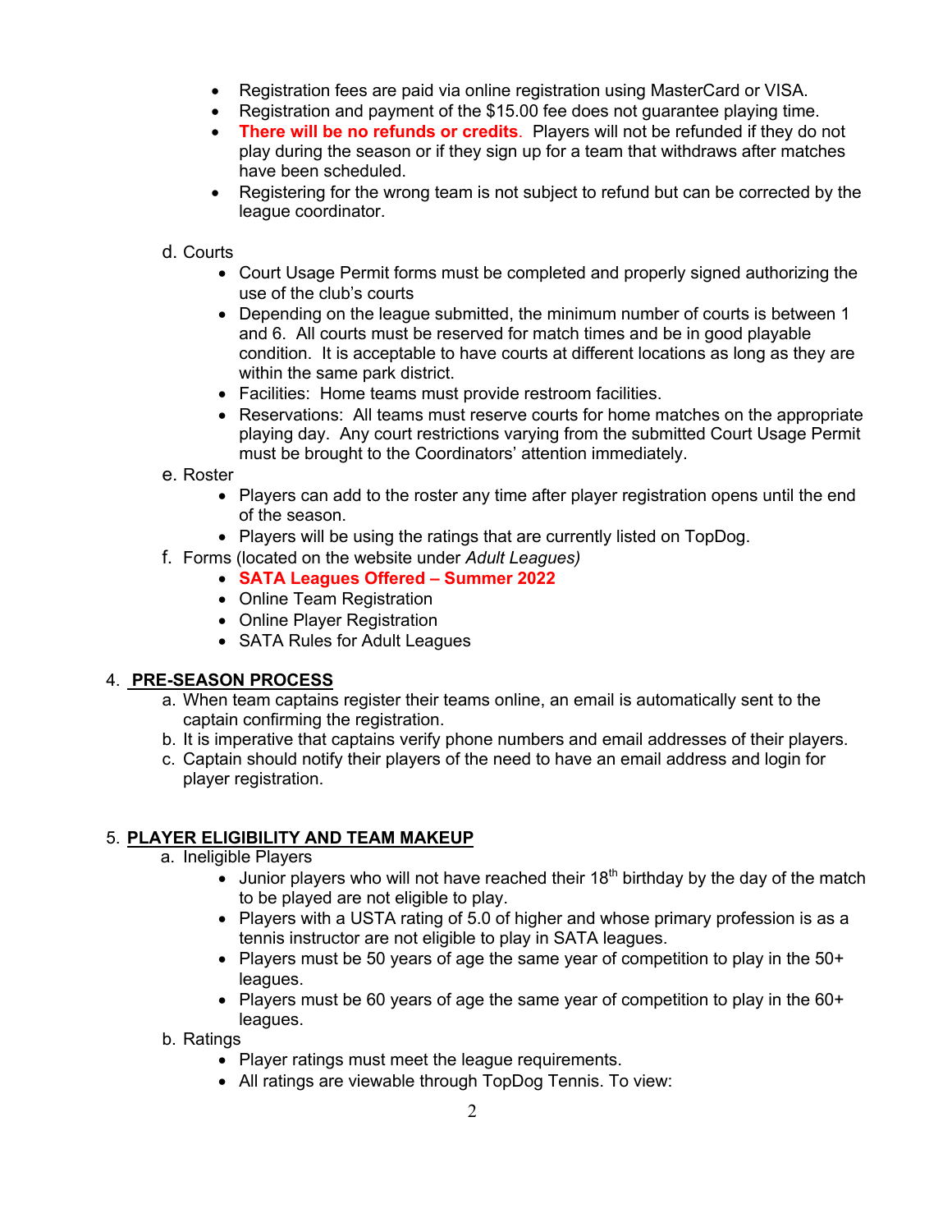- Registration fees are paid via online registration using MasterCard or VISA.
- Registration and payment of the $15.00 fee does not guarantee playing time.
- **There will be no refunds or credits**. Players will not be refunded if they do not play during the season or if they sign up for a team that withdraws after matches have been scheduled.
- Registering for the wrong team is not subject to refund but can be corrected by the league coordinator.

d. Courts

- Court Usage Permit forms must be completed and properly signed authorizing the use of the club's courts
- Depending on the league submitted, the minimum number of courts is between 1 and 6. All courts must be reserved for match times and be in good playable condition. It is acceptable to have courts at different locations as long as they are within the same park district.
- Facilities: Home teams must provide restroom facilities.
- Reservations: All teams must reserve courts for home matches on the appropriate playing day. Any court restrictions varying from the submitted Court Usage Permit must be brought to the Coordinators' attention immediately.

e. Roster

- Players can add to the roster any time after player registration opens until the end of the season.
- Players will be using the ratings that are currently listed on TopDog.

f. Forms (located on the website under *Adult Leagues)*

- **SATA Leagues Offered – Summer 2022**
- Online Team Registration
- Online Player Registration
- SATA Rules for Adult Leagues

## 4. PRE-SEASON PROCESS

a. When team captains register their teams online, an email is automatically sent to the captain confirming the registration.

b. It is imperative that captains verify phone numbers and email addresses of their players.

c. Captain should notify their players of the need to have an email address and login for player registration.

## 5. PLAYER ELIGIBILITY AND TEAM MAKEUP

a. Ineligible Players

- Junior players who will not have reached their 18th birthday by the day of the match to be played are not eligible to play.
- Players with a USTA rating of 5.0 of higher and whose primary profession is as a tennis instructor are not eligible to play in SATA leagues.
- Players must be 50 years of age the same year of competition to play in the 50+ leagues.
- Players must be 60 years of age the same year of competition to play in the 60+ leagues.

b. Ratings

- Player ratings must meet the league requirements.
- All ratings are viewable through TopDog Tennis. To view: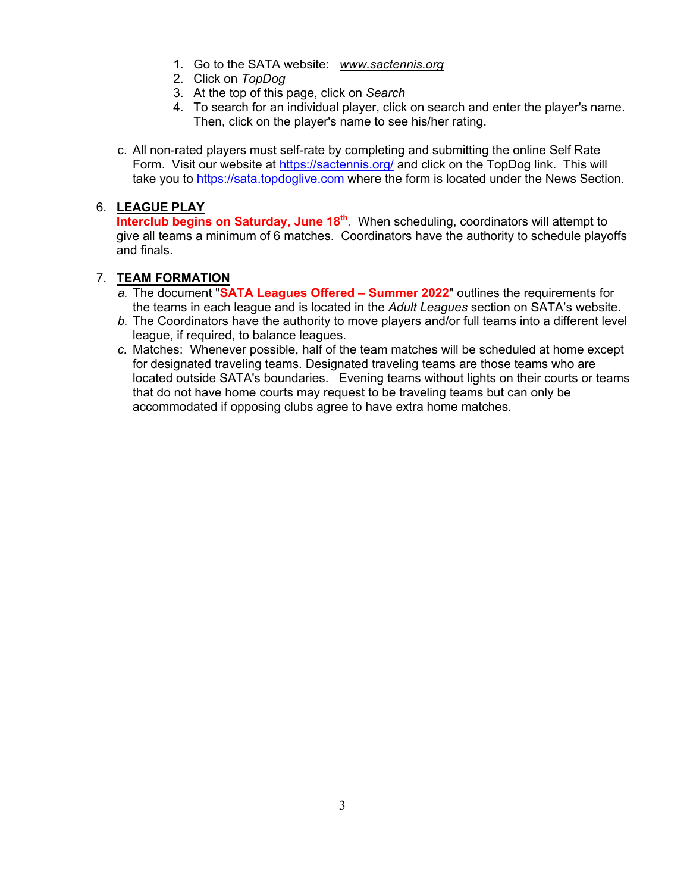1. Go to the SATA website: *www.sactennis.org*
2. Click on *TopDog*
3. At the top of this page, click on *Search*
4. To search for an individual player, click on search and enter the player's name. Then, click on the player's name to see his/her rating.

c. All non-rated players must self-rate by completing and submitting the online Self Rate Form. Visit our website at https://sactennis.org/ and click on the TopDog link. This will take you to https://sata.topdoglive.com where the form is located under the News Section.

6. **LEAGUE PLAY**

   **Interclub begins on Saturday, June 18th.** When scheduling, coordinators will attempt to give all teams a minimum of 6 matches. Coordinators have the authority to schedule playoffs and finals.

7. **TEAM FORMATION**

   *a.* The document "**SATA Leagues Offered – Summer 2022**" outlines the requirements for the teams in each league and is located in the *Adult Leagues* section on SATA's website.

   *b.* The Coordinators have the authority to move players and/or full teams into a different level league, if required, to balance leagues.

   *c.* Matches: Whenever possible, half of the team matches will be scheduled at home except for designated traveling teams. Designated traveling teams are those teams who are located outside SATA's boundaries. Evening teams without lights on their courts or teams that do not have home courts may request to be traveling teams but can only be accommodated if opposing clubs agree to have extra home matches.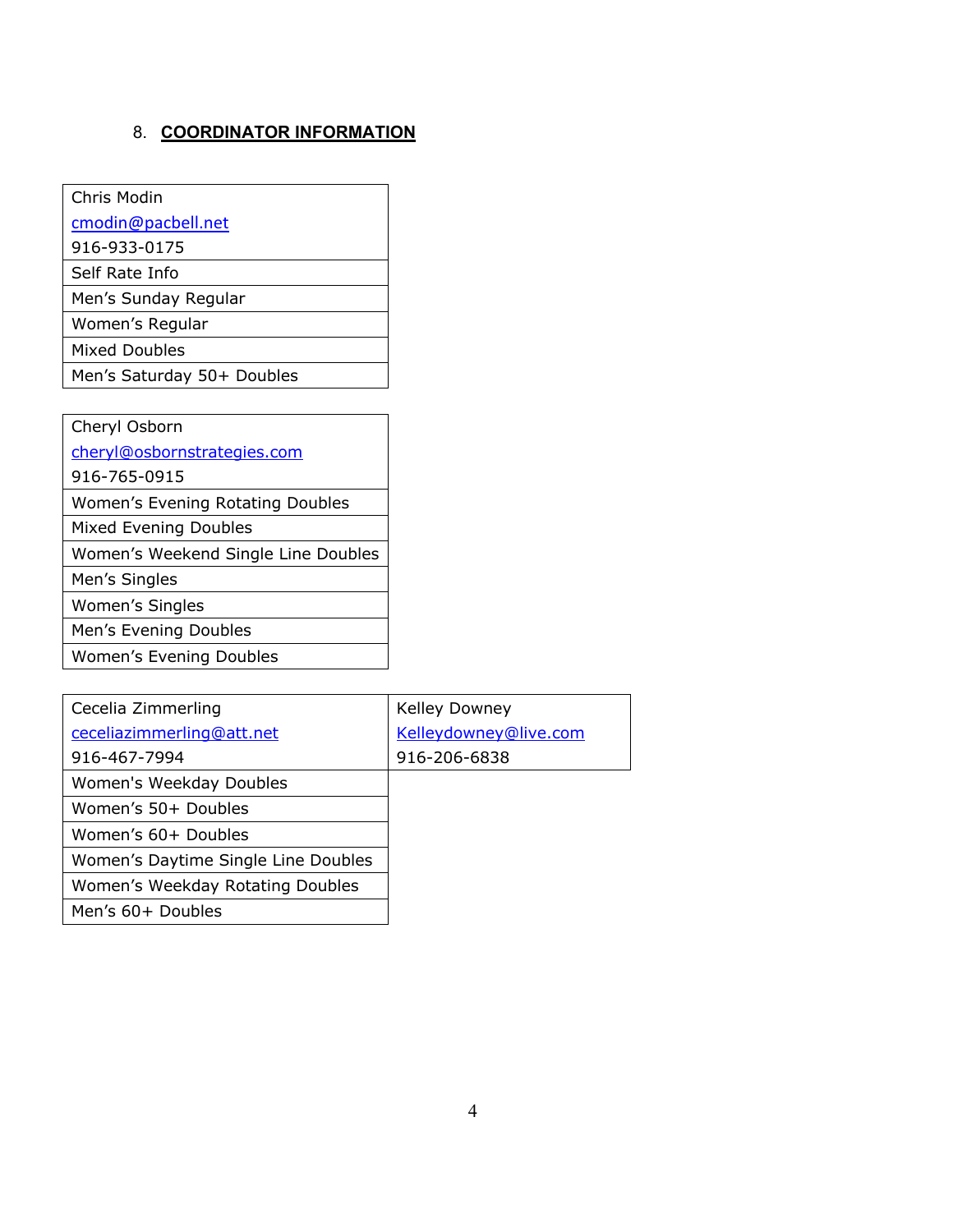8. **COORDINATOR INFORMATION**

| |
|---|
| Chris Modin<br>cmodin@pacbell.net<br>916-933-0175 |
| Self Rate Info |
| Men's Sunday Regular |
| Women's Regular |
| Mixed Doubles |
| Men's Saturday 50+ Doubles |

| |
|---|
| Cheryl Osborn<br>cheryl@osbornstrategies.com<br>916-765-0915 |
| Women's Evening Rotating Doubles |
| Mixed Evening Doubles |
| Women's Weekend Single Line Doubles |
| Men's Singles |
| Women's Singles |
| Men's Evening Doubles |
| Women's Evening Doubles |

| | |
|---|---|
| Cecelia Zimmerling<br>ceceliazimmerling@att.net<br>916-467-7994 | Kelley Downey<br>Kelleydowney@live.com<br>916-206-6838 |
| Women's Weekday Doubles | |
| Women's 50+ Doubles | |
| Women's 60+ Doubles | |
| Women's Daytime Single Line Doubles | |
| Women's Weekday Rotating Doubles | |
| Men's 60+ Doubles | |